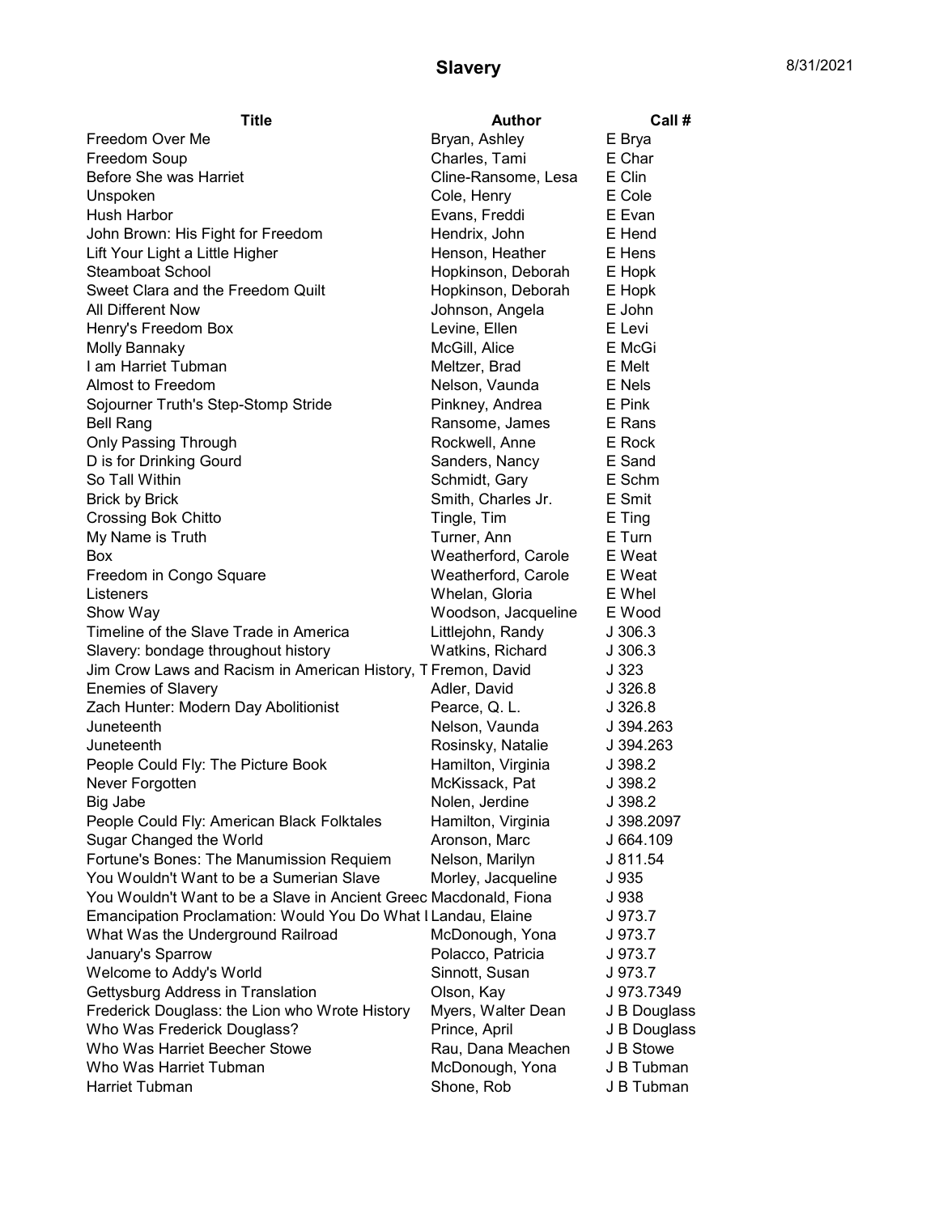# Slavery

8/31/2021

| Title | Author | Call # |
|---|---|---|
| Freedom Over Me | Bryan, Ashley | E Brya |
| Freedom Soup | Charles, Tami | E Char |
| Before She was Harriet | Cline-Ransome, Lesa | E Clin |
| Unspoken | Cole, Henry | E Cole |
| Hush Harbor | Evans, Freddi | E Evan |
| John Brown: His Fight for Freedom | Hendrix, John | E Hend |
| Lift Your Light a Little Higher | Henson, Heather | E Hens |
| Steamboat School | Hopkinson, Deborah | E Hopk |
| Sweet Clara and the Freedom Quilt | Hopkinson, Deborah | E Hopk |
| All Different Now | Johnson, Angela | E John |
| Henry's Freedom Box | Levine, Ellen | E Levi |
| Molly Bannaky | McGill, Alice | E McGi |
| I am Harriet Tubman | Meltzer, Brad | E Melt |
| Almost to Freedom | Nelson, Vaunda | E Nels |
| Sojourner Truth's Step-Stomp Stride | Pinkney, Andrea | E Pink |
| Bell Rang | Ransome, James | E Rans |
| Only Passing Through | Rockwell, Anne | E Rock |
| D is for Drinking Gourd | Sanders, Nancy | E Sand |
| So Tall Within | Schmidt, Gary | E Schm |
| Brick by Brick | Smith, Charles Jr. | E Smit |
| Crossing Bok Chitto | Tingle, Tim | E Ting |
| My Name is Truth | Turner, Ann | E Turn |
| Box | Weatherford, Carole | E Weat |
| Freedom in Congo Square | Weatherford, Carole | E Weat |
| Listeners | Whelan, Gloria | E Whel |
| Show Way | Woodson, Jacqueline | E Wood |
| Timeline of the Slave Trade in America | Littlejohn, Randy | J 306.3 |
| Slavery: bondage throughout history | Watkins, Richard | J 306.3 |
| Jim Crow Laws and Racism in American History, T | Fremon, David | J 323 |
| Enemies of Slavery | Adler, David | J 326.8 |
| Zach Hunter: Modern Day Abolitionist | Pearce, Q. L. | J 326.8 |
| Juneteenth | Nelson, Vaunda | J 394.263 |
| Juneteenth | Rosinsky, Natalie | J 394.263 |
| People Could Fly: The Picture Book | Hamilton, Virginia | J 398.2 |
| Never Forgotten | McKissack, Pat | J 398.2 |
| Big Jabe | Nolen, Jerdine | J 398.2 |
| People Could Fly: American Black Folktales | Hamilton, Virginia | J 398.2097 |
| Sugar Changed the World | Aronson, Marc | J 664.109 |
| Fortune's Bones: The Manumission Requiem | Nelson, Marilyn | J 811.54 |
| You Wouldn't Want to be a Sumerian Slave | Morley, Jacqueline | J 935 |
| You Wouldn't Want to be a Slave in Ancient Greec | Macdonald, Fiona | J 938 |
| Emancipation Proclamation: Would You Do What I | Landau, Elaine | J 973.7 |
| What Was the Underground Railroad | McDonough, Yona | J 973.7 |
| January's Sparrow | Polacco, Patricia | J 973.7 |
| Welcome to Addy's World | Sinnott, Susan | J 973.7 |
| Gettysburg Address in Translation | Olson, Kay | J 973.7349 |
| Frederick Douglass: the Lion who Wrote History | Myers, Walter Dean | J B Douglass |
| Who Was Frederick Douglass? | Prince, April | J B Douglass |
| Who Was Harriet Beecher Stowe | Rau, Dana Meachen | J B Stowe |
| Who Was Harriet Tubman | McDonough, Yona | J B Tubman |
| Harriet Tubman | Shone, Rob | J B Tubman |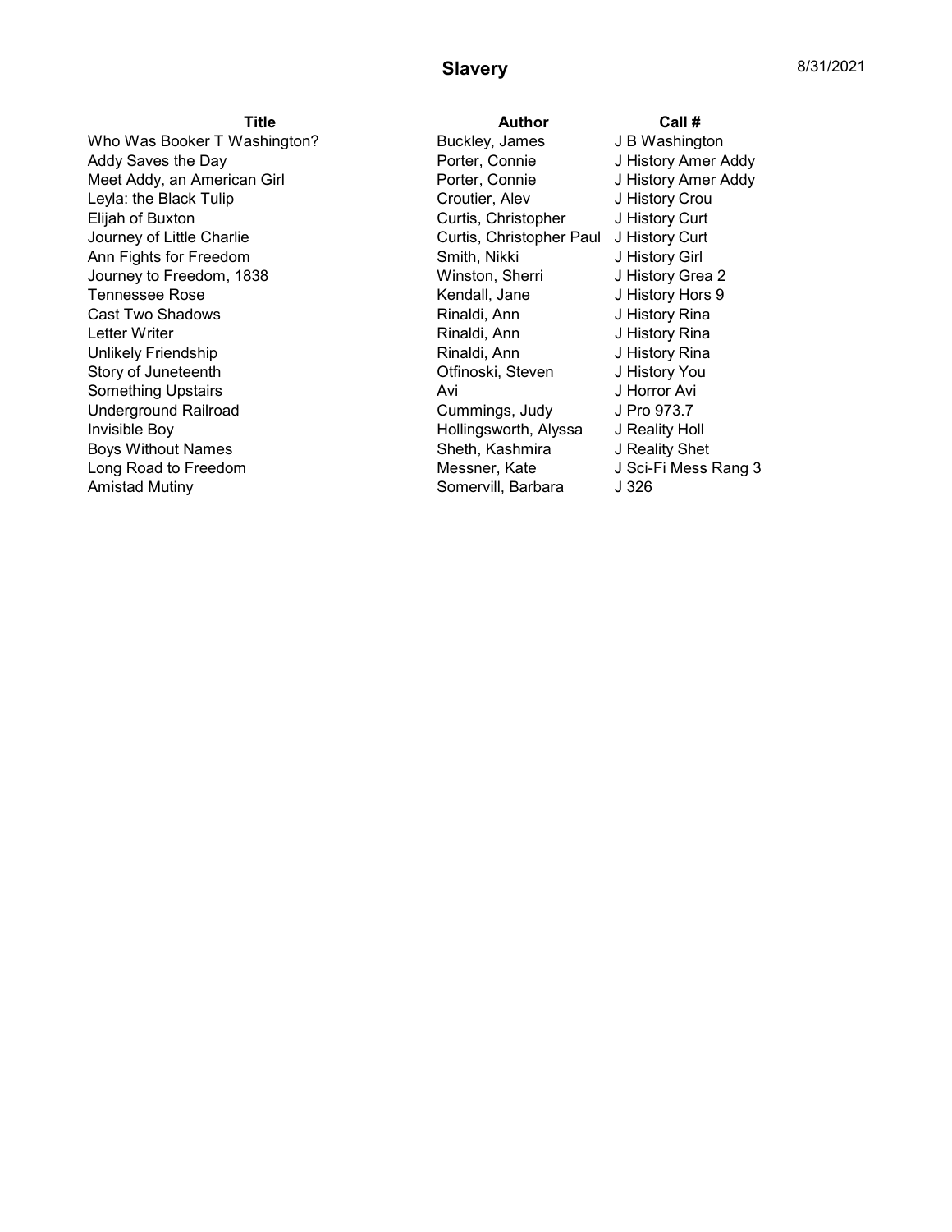# Slavery

8/31/2021

| Title | Author | Call # |
| --- | --- | --- |
| Who Was Booker T Washington? | Buckley, James | J B Washington |
| Addy Saves the Day | Porter, Connie | J History Amer Addy |
| Meet Addy, an American Girl | Porter, Connie | J History Amer Addy |
| Leyla: the Black Tulip | Croutier, Alev | J History Crou |
| Elijah of Buxton | Curtis, Christopher | J History Curt |
| Journey of Little Charlie | Curtis, Christopher Paul | J History Curt |
| Ann Fights for Freedom | Smith, Nikki | J History Girl |
| Journey to Freedom, 1838 | Winston, Sherri | J History Grea 2 |
| Tennessee Rose | Kendall, Jane | J History Hors 9 |
| Cast Two Shadows | Rinaldi, Ann | J History Rina |
| Letter Writer | Rinaldi, Ann | J History Rina |
| Unlikely Friendship | Rinaldi, Ann | J History Rina |
| Story of Juneteenth | Otfinoski, Steven | J History You |
| Something Upstairs | Avi | J Horror Avi |
| Underground Railroad | Cummings, Judy | J Pro 973.7 |
| Invisible Boy | Hollingsworth, Alyssa | J Reality Holl |
| Boys Without Names | Sheth, Kashmira | J Reality Shet |
| Long Road to Freedom | Messner, Kate | J Sci-Fi Mess Rang 3 |
| Amistad Mutiny | Somervill, Barbara | J 326 |